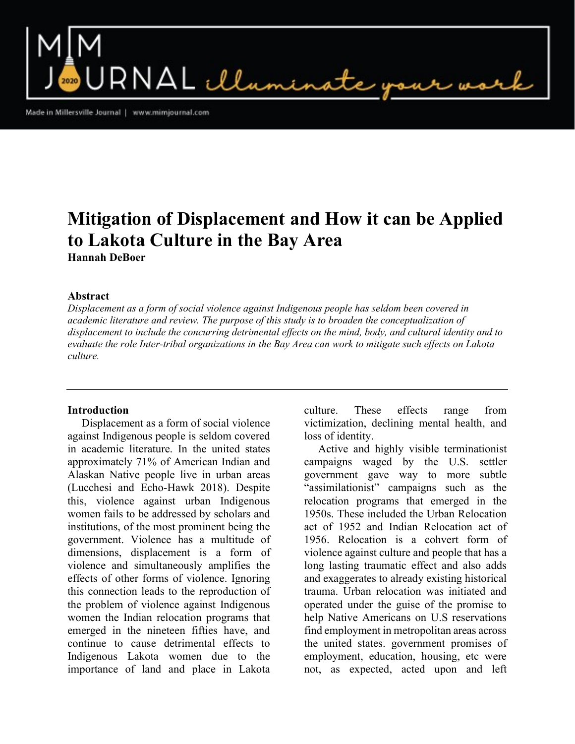# Mitigation of Displacement and How it can be Applied to Lakota Culture in the Bay Area

**Hannah DeBoer**

### Abstract

*Displacement as a form of social violence against Indigenous people has seldom been covered in academic literature and review. The purpose of this study is to broaden the conceptualization of displacement to include the concurring detrimental effects on the mind, body, and cultural identity and to evaluate the role Inter-tribal organizations in the Bay Area can work to mitigate such effects on Lakota culture.*

---

### Introduction

Displacement as a form of social violence against Indigenous people is seldom covered in academic literature. In the united states approximately 71% of American Indian and Alaskan Native people live in urban areas (Lucchesi and Echo-Hawk 2018). Despite this, violence against urban Indigenous women fails to be addressed by scholars and institutions, of the most prominent being the government. Violence has a multitude of dimensions, displacement is a form of violence and simultaneously amplifies the effects of other forms of violence. Ignoring this connection leads to the reproduction of the problem of violence against Indigenous women the Indian relocation programs that emerged in the nineteen fifties have, and continue to cause detrimental effects to Indigenous Lakota women due to the importance of land and place in Lakota culture. These effects range from victimization, declining mental health, and loss of identity.

Active and highly visible terminationist campaigns waged by the U.S. settler government gave way to more subtle "assimilationist" campaigns such as the relocation programs that emerged in the 1950s. These included the Urban Relocation act of 1952 and Indian Relocation act of 1956. Relocation is a cohvert form of violence against culture and people that has a long lasting traumatic effect and also adds and exaggerates to already existing historical trauma. Urban relocation was initiated and operated under the guise of the promise to help Native Americans on U.S reservations find employment in metropolitan areas across the united states. government promises of employment, education, housing, etc were not, as expected, acted upon and left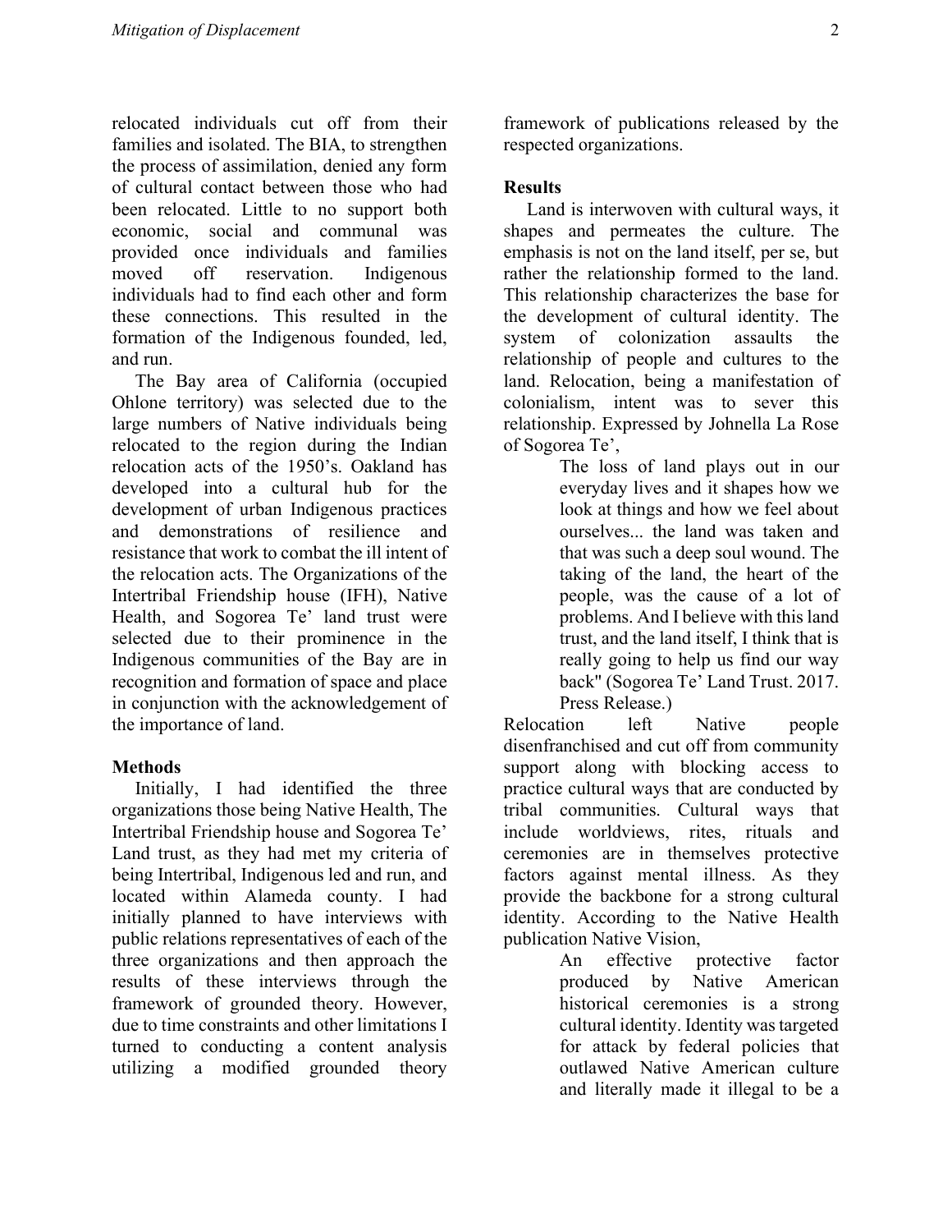relocated individuals cut off from their families and isolated. The BIA, to strengthen the process of assimilation, denied any form of cultural contact between those who had been relocated. Little to no support both economic, social and communal was provided once individuals and families moved off reservation. Indigenous individuals had to find each other and form these connections. This resulted in the formation of the Indigenous founded, led, and run.

The Bay area of California (occupied Ohlone territory) was selected due to the large numbers of Native individuals being relocated to the region during the Indian relocation acts of the 1950's. Oakland has developed into a cultural hub for the development of urban Indigenous practices and demonstrations of resilience and resistance that work to combat the ill intent of the relocation acts. The Organizations of the Intertribal Friendship house (IFH), Native Health, and Sogorea Te' land trust were selected due to their prominence in the Indigenous communities of the Bay are in recognition and formation of space and place in conjunction with the acknowledgement of the importance of land.

## Methods

Initially, I had identified the three organizations those being Native Health, The Intertribal Friendship house and Sogorea Te' Land trust, as they had met my criteria of being Intertribal, Indigenous led and run, and located within Alameda county. I had initially planned to have interviews with public relations representatives of each of the three organizations and then approach the results of these interviews through the framework of grounded theory. However, due to time constraints and other limitations I turned to conducting a content analysis utilizing a modified grounded theory framework of publications released by the respected organizations.

## Results

Land is interwoven with cultural ways, it shapes and permeates the culture. The emphasis is not on the land itself, per se, but rather the relationship formed to the land. This relationship characterizes the base for the development of cultural identity. The system of colonization assaults the relationship of people and cultures to the land. Relocation, being a manifestation of colonialism, intent was to sever this relationship. Expressed by Johnella La Rose of Sogorea Te',

> The loss of land plays out in our everyday lives and it shapes how we look at things and how we feel about ourselves... the land was taken and that was such a deep soul wound. The taking of the land, the heart of the people, was the cause of a lot of problems. And I believe with this land trust, and the land itself, I think that is really going to help us find our way back" (Sogorea Te' Land Trust. 2017. Press Release.)

Relocation left Native people disenfranchised and cut off from community support along with blocking access to practice cultural ways that are conducted by tribal communities. Cultural ways that include worldviews, rites, rituals and ceremonies are in themselves protective factors against mental illness. As they provide the backbone for a strong cultural identity. According to the Native Health publication Native Vision,

> An effective protective factor produced by Native American historical ceremonies is a strong cultural identity. Identity was targeted for attack by federal policies that outlawed Native American culture and literally made it illegal to be a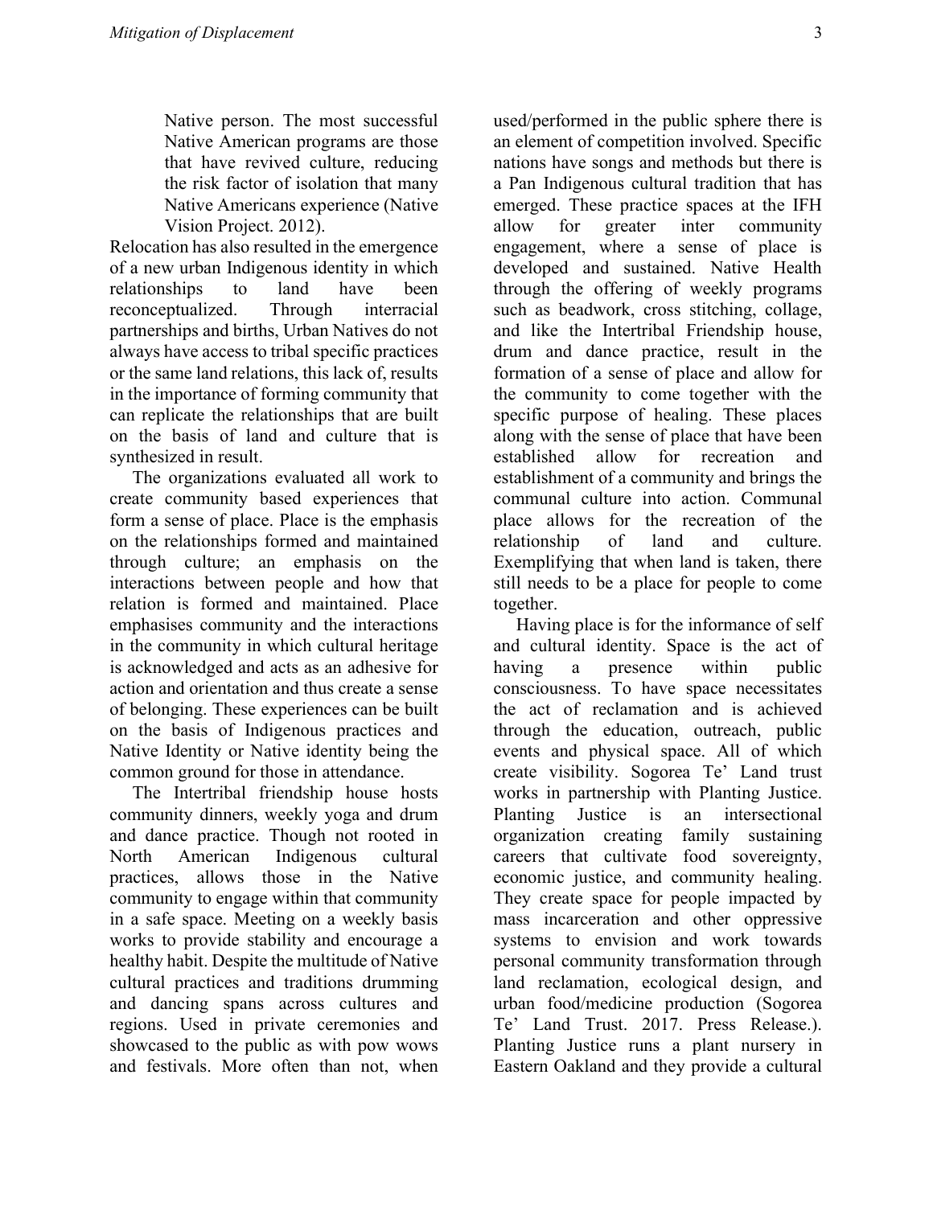> Native person. The most successful Native American programs are those that have revived culture, reducing the risk factor of isolation that many Native Americans experience (Native Vision Project. 2012).

Relocation has also resulted in the emergence of a new urban Indigenous identity in which relationships to land have been reconceptualized. Through interracial partnerships and births, Urban Natives do not always have access to tribal specific practices or the same land relations, this lack of, results in the importance of forming community that can replicate the relationships that are built on the basis of land and culture that is synthesized in result.

The organizations evaluated all work to create community based experiences that form a sense of place. Place is the emphasis on the relationships formed and maintained through culture; an emphasis on the interactions between people and how that relation is formed and maintained. Place emphasises community and the interactions in the community in which cultural heritage is acknowledged and acts as an adhesive for action and orientation and thus create a sense of belonging. These experiences can be built on the basis of Indigenous practices and Native Identity or Native identity being the common ground for those in attendance.

The Intertribal friendship house hosts community dinners, weekly yoga and drum and dance practice. Though not rooted in North American Indigenous cultural practices, allows those in the Native community to engage within that community in a safe space. Meeting on a weekly basis works to provide stability and encourage a healthy habit. Despite the multitude of Native cultural practices and traditions drumming and dancing spans across cultures and regions. Used in private ceremonies and showcased to the public as with pow wows and festivals. More often than not, when used/performed in the public sphere there is an element of competition involved. Specific nations have songs and methods but there is a Pan Indigenous cultural tradition that has emerged. These practice spaces at the IFH allow for greater inter community engagement, where a sense of place is developed and sustained. Native Health through the offering of weekly programs such as beadwork, cross stitching, collage, and like the Intertribal Friendship house, drum and dance practice, result in the formation of a sense of place and allow for the community to come together with the specific purpose of healing. These places along with the sense of place that have been established allow for recreation and establishment of a community and brings the communal culture into action. Communal place allows for the recreation of the relationship of land and culture. Exemplifying that when land is taken, there still needs to be a place for people to come together.

Having place is for the informance of self and cultural identity. Space is the act of having a presence within public consciousness. To have space necessitates the act of reclamation and is achieved through the education, outreach, public events and physical space. All of which create visibility. Sogorea Te' Land trust works in partnership with Planting Justice. Planting Justice is an intersectional organization creating family sustaining careers that cultivate food sovereignty, economic justice, and community healing. They create space for people impacted by mass incarceration and other oppressive systems to envision and work towards personal community transformation through land reclamation, ecological design, and urban food/medicine production (Sogorea Te' Land Trust. 2017. Press Release.). Planting Justice runs a plant nursery in Eastern Oakland and they provide a cultural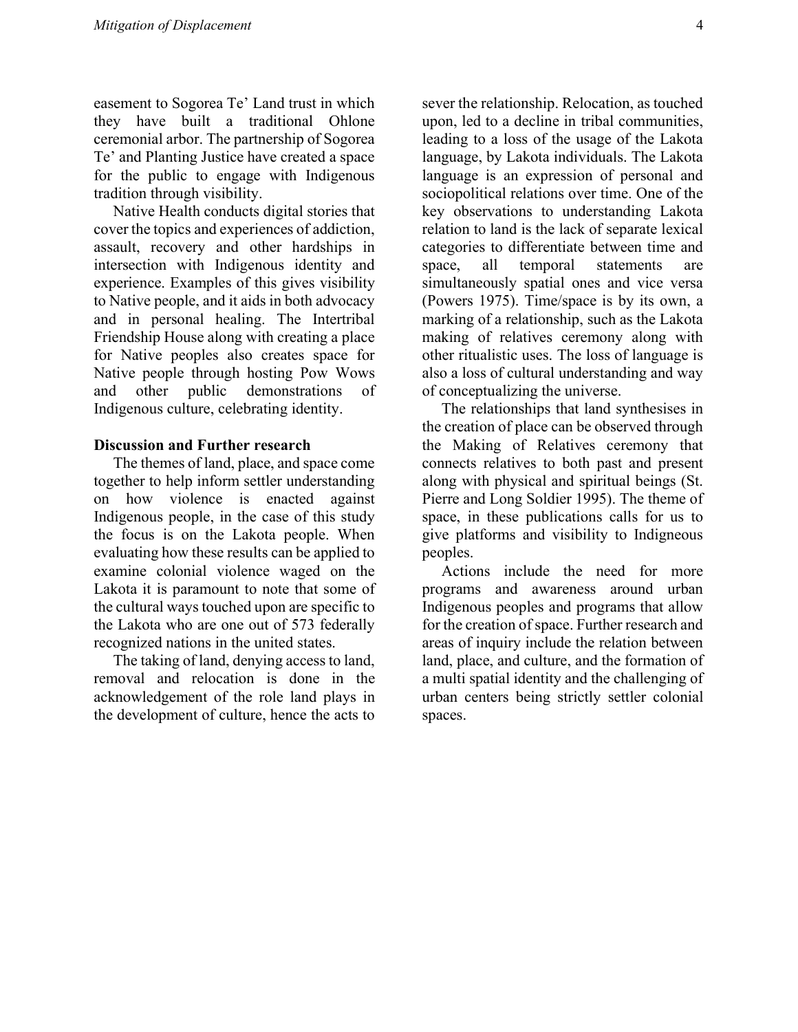easement to Sogorea Te' Land trust in which they have built a traditional Ohlone ceremonial arbor. The partnership of Sogorea Te' and Planting Justice have created a space for the public to engage with Indigenous tradition through visibility.

Native Health conducts digital stories that cover the topics and experiences of addiction, assault, recovery and other hardships in intersection with Indigenous identity and experience. Examples of this gives visibility to Native people, and it aids in both advocacy and in personal healing. The Intertribal Friendship House along with creating a place for Native peoples also creates space for Native people through hosting Pow Wows and other public demonstrations of Indigenous culture, celebrating identity.

**Discussion and Further research**

The themes of land, place, and space come together to help inform settler understanding on how violence is enacted against Indigenous people, in the case of this study the focus is on the Lakota people. When evaluating how these results can be applied to examine colonial violence waged on the Lakota it is paramount to note that some of the cultural ways touched upon are specific to the Lakota who are one out of 573 federally recognized nations in the united states.

The taking of land, denying access to land, removal and relocation is done in the acknowledgement of the role land plays in the development of culture, hence the acts to sever the relationship. Relocation, as touched upon, led to a decline in tribal communities, leading to a loss of the usage of the Lakota language, by Lakota individuals. The Lakota language is an expression of personal and sociopolitical relations over time. One of the key observations to understanding Lakota relation to land is the lack of separate lexical categories to differentiate between time and space, all temporal statements are simultaneously spatial ones and vice versa (Powers 1975). Time/space is by its own, a marking of a relationship, such as the Lakota making of relatives ceremony along with other ritualistic uses. The loss of language is also a loss of cultural understanding and way of conceptualizing the universe.

The relationships that land synthesises in the creation of place can be observed through the Making of Relatives ceremony that connects relatives to both past and present along with physical and spiritual beings (St. Pierre and Long Soldier 1995). The theme of space, in these publications calls for us to give platforms and visibility to Indigneous peoples.

Actions include the need for more programs and awareness around urban Indigenous peoples and programs that allow for the creation of space. Further research and areas of inquiry include the relation between land, place, and culture, and the formation of a multi spatial identity and the challenging of urban centers being strictly settler colonial spaces.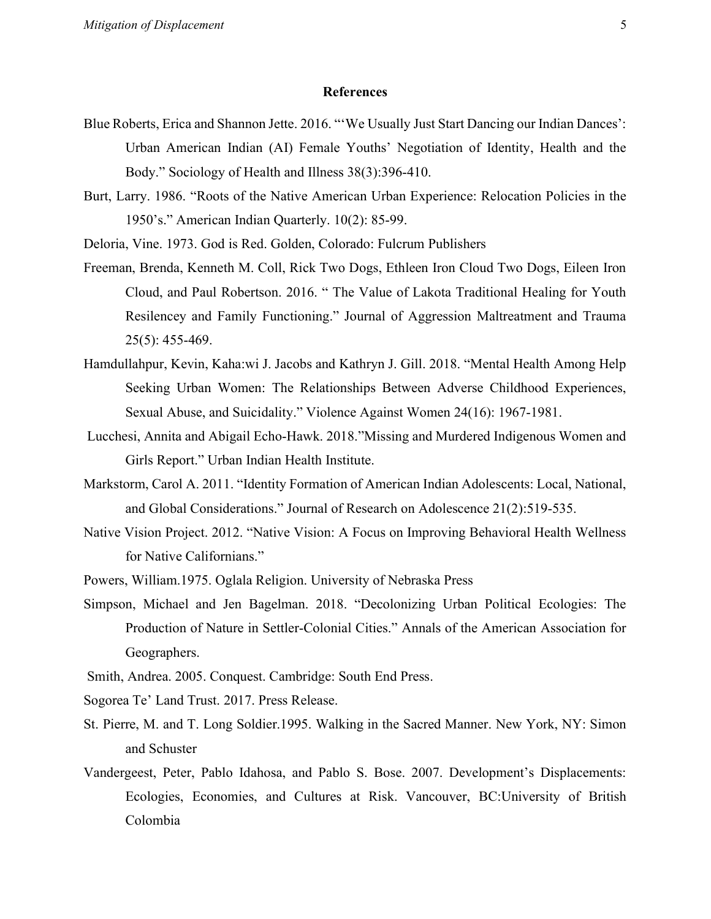## References

Blue Roberts, Erica and Shannon Jette. 2016. "'We Usually Just Start Dancing our Indian Dances': Urban American Indian (AI) Female Youths' Negotiation of Identity, Health and the Body." Sociology of Health and Illness 38(3):396-410.

Burt, Larry. 1986. "Roots of the Native American Urban Experience: Relocation Policies in the 1950's." American Indian Quarterly. 10(2): 85-99.

Deloria, Vine. 1973. God is Red. Golden, Colorado: Fulcrum Publishers

Freeman, Brenda, Kenneth M. Coll, Rick Two Dogs, Ethleen Iron Cloud Two Dogs, Eileen Iron Cloud, and Paul Robertson. 2016. " The Value of Lakota Traditional Healing for Youth Resilencey and Family Functioning." Journal of Aggression Maltreatment and Trauma 25(5): 455-469.

Hamdullahpur, Kevin, Kaha:wi J. Jacobs and Kathryn J. Gill. 2018. "Mental Health Among Help Seeking Urban Women: The Relationships Between Adverse Childhood Experiences, Sexual Abuse, and Suicidality." Violence Against Women 24(16): 1967-1981.

Lucchesi, Annita and Abigail Echo-Hawk. 2018."Missing and Murdered Indigenous Women and Girls Report." Urban Indian Health Institute.

Markstorm, Carol A. 2011. "Identity Formation of American Indian Adolescents: Local, National, and Global Considerations." Journal of Research on Adolescence 21(2):519-535.

Native Vision Project. 2012. "Native Vision: A Focus on Improving Behavioral Health Wellness for Native Californians."

Powers, William.1975. Oglala Religion. University of Nebraska Press

Simpson, Michael and Jen Bagelman. 2018. "Decolonizing Urban Political Ecologies: The Production of Nature in Settler-Colonial Cities." Annals of the American Association for Geographers.

Smith, Andrea. 2005. Conquest. Cambridge: South End Press.

Sogorea Te' Land Trust. 2017. Press Release.

St. Pierre, M. and T. Long Soldier.1995. Walking in the Sacred Manner. New York, NY: Simon and Schuster

Vandergeest, Peter, Pablo Idahosa, and Pablo S. Bose. 2007. Development's Displacements: Ecologies, Economies, and Cultures at Risk. Vancouver, BC:University of British Colombia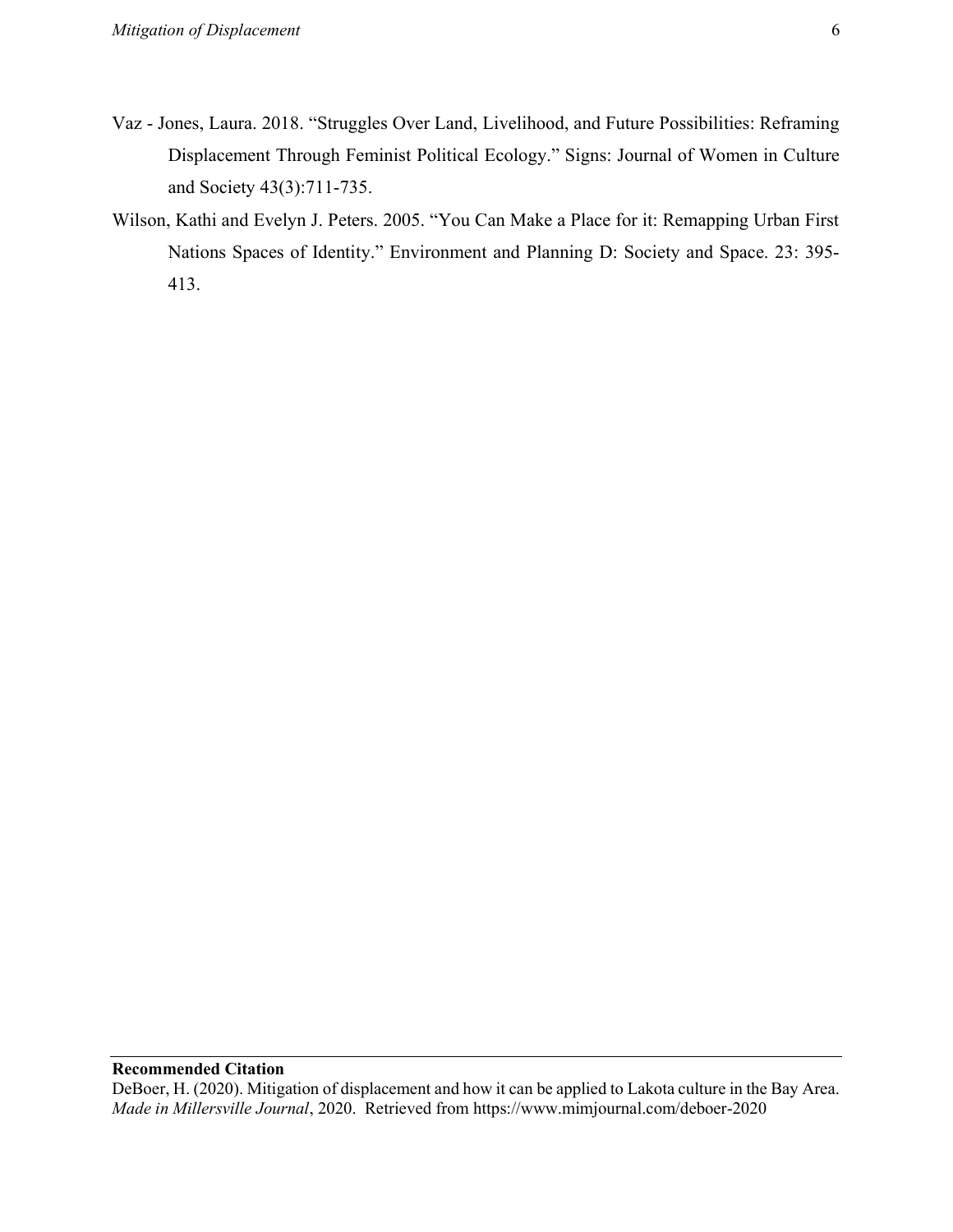Vaz - Jones, Laura. 2018. "Struggles Over Land, Livelihood, and Future Possibilities: Reframing Displacement Through Feminist Political Ecology." Signs: Journal of Women in Culture and Society 43(3):711-735.

Wilson, Kathi and Evelyn J. Peters. 2005. "You Can Make a Place for it: Remapping Urban First Nations Spaces of Identity." Environment and Planning D: Society and Space. 23: 395-413.

**Recommended Citation**

DeBoer, H. (2020). Mitigation of displacement and how it can be applied to Lakota culture in the Bay Area. *Made in Millersville Journal*, 2020. Retrieved from https://www.mimjournal.com/deboer-2020